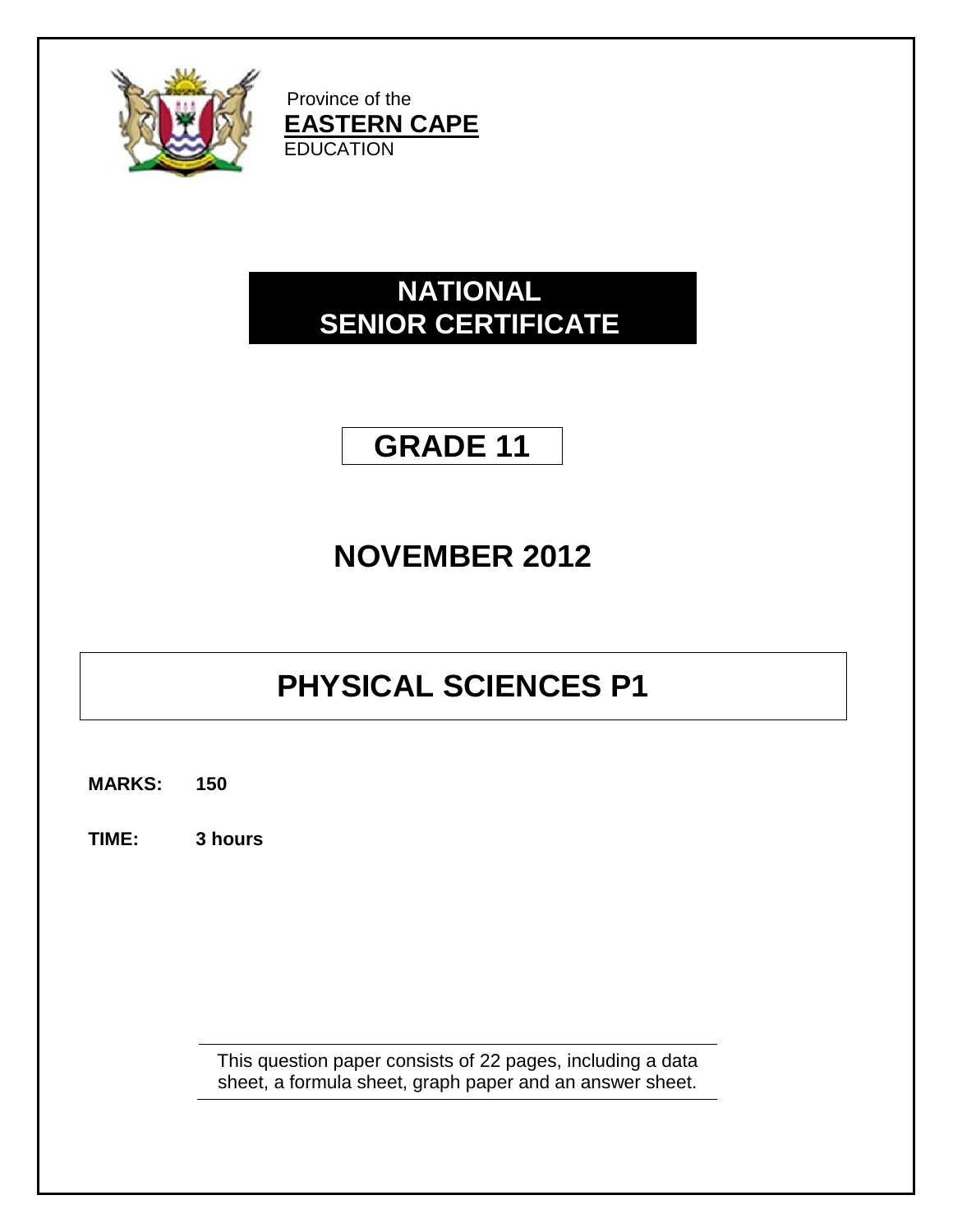Province of the
**EASTERN CAPE**
EDUCATION

# NATIONAL SENIOR CERTIFICATE

## GRADE 11

## NOVEMBER 2012

# PHYSICAL SCIENCES P1

**MARKS: 150**

**TIME: 3 hours**

This question paper consists of 22 pages, including a data sheet, a formula sheet, graph paper and an answer sheet.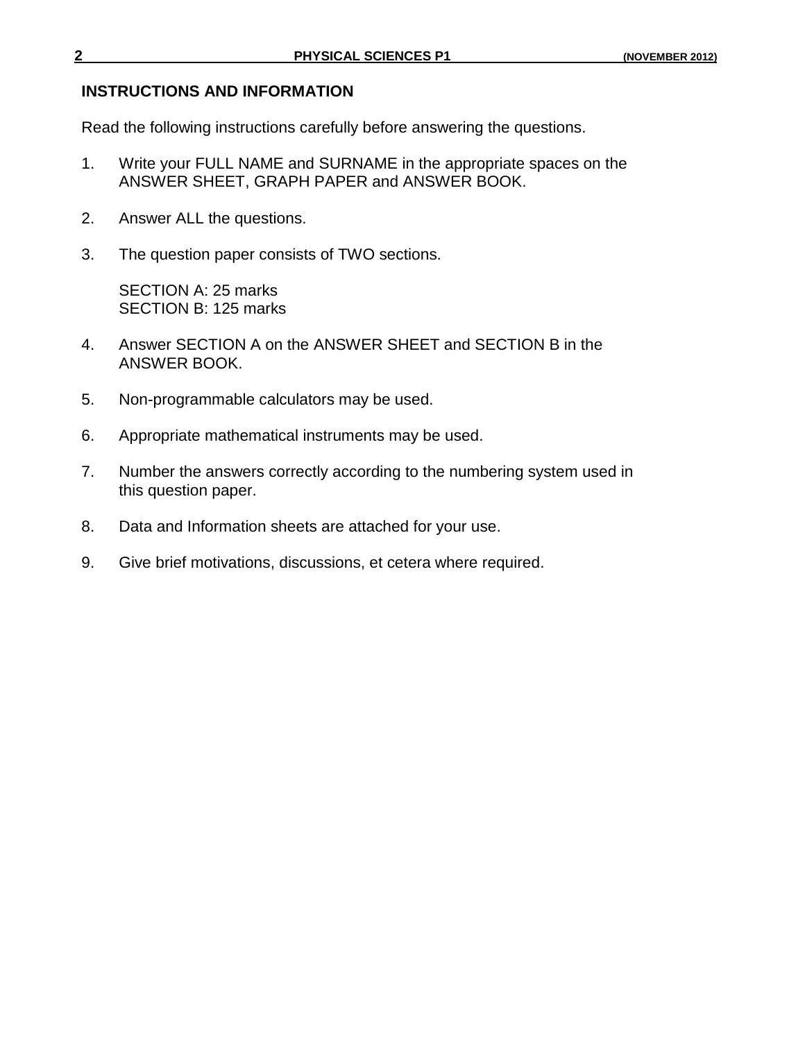## INSTRUCTIONS AND INFORMATION

Read the following instructions carefully before answering the questions.

1. Write your FULL NAME and SURNAME in the appropriate spaces on the ANSWER SHEET, GRAPH PAPER and ANSWER BOOK.

2. Answer ALL the questions.

3. The question paper consists of TWO sections.

   SECTION A: 25 marks
   SECTION B: 125 marks

4. Answer SECTION A on the ANSWER SHEET and SECTION B in the ANSWER BOOK.

5. Non-programmable calculators may be used.

6. Appropriate mathematical instruments may be used.

7. Number the answers correctly according to the numbering system used in this question paper.

8. Data and Information sheets are attached for your use.

9. Give brief motivations, discussions, et cetera where required.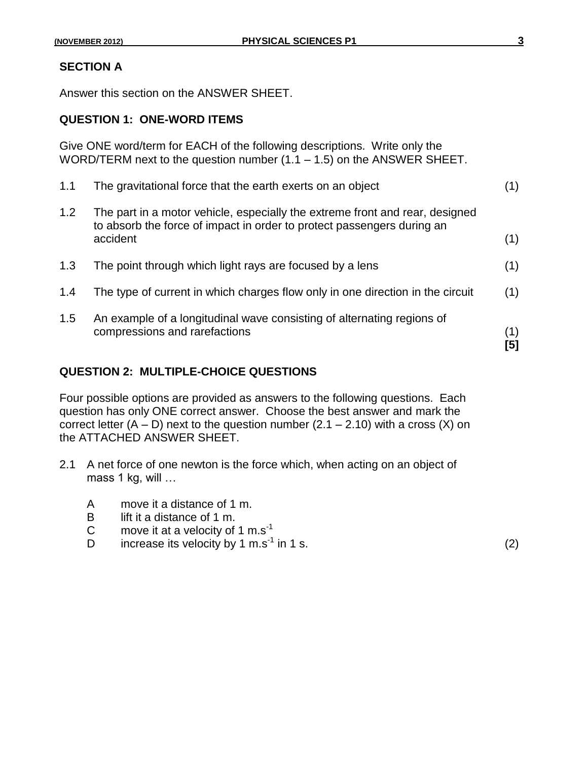## SECTION A

Answer this section on the ANSWER SHEET.

### QUESTION 1: ONE-WORD ITEMS

Give ONE word/term for EACH of the following descriptions. Write only the WORD/TERM next to the question number (1.1 – 1.5) on the ANSWER SHEET.

1.1 The gravitational force that the earth exerts on an object (1)

1.2 The part in a motor vehicle, especially the extreme front and rear, designed to absorb the force of impact in order to protect passengers during an accident (1)

1.3 The point through which light rays are focused by a lens (1)

1.4 The type of current in which charges flow only in one direction in the circuit (1)

1.5 An example of a longitudinal wave consisting of alternating regions of compressions and rarefactions (1)
**[5]**

### QUESTION 2: MULTIPLE-CHOICE QUESTIONS

Four possible options are provided as answers to the following questions. Each question has only ONE correct answer. Choose the best answer and mark the correct letter (A – D) next to the question number (2.1 – 2.10) with a cross (X) on the ATTACHED ANSWER SHEET.

2.1 A net force of one newton is the force which, when acting on an object of mass 1 kg, will …

- A move it a distance of 1 m.
- B lift it a distance of 1 m.
- C move it at a velocity of 1 $m.s^{-1}$
- D increase its velocity by 1 $m.s^{-1}$ in 1 s. (2)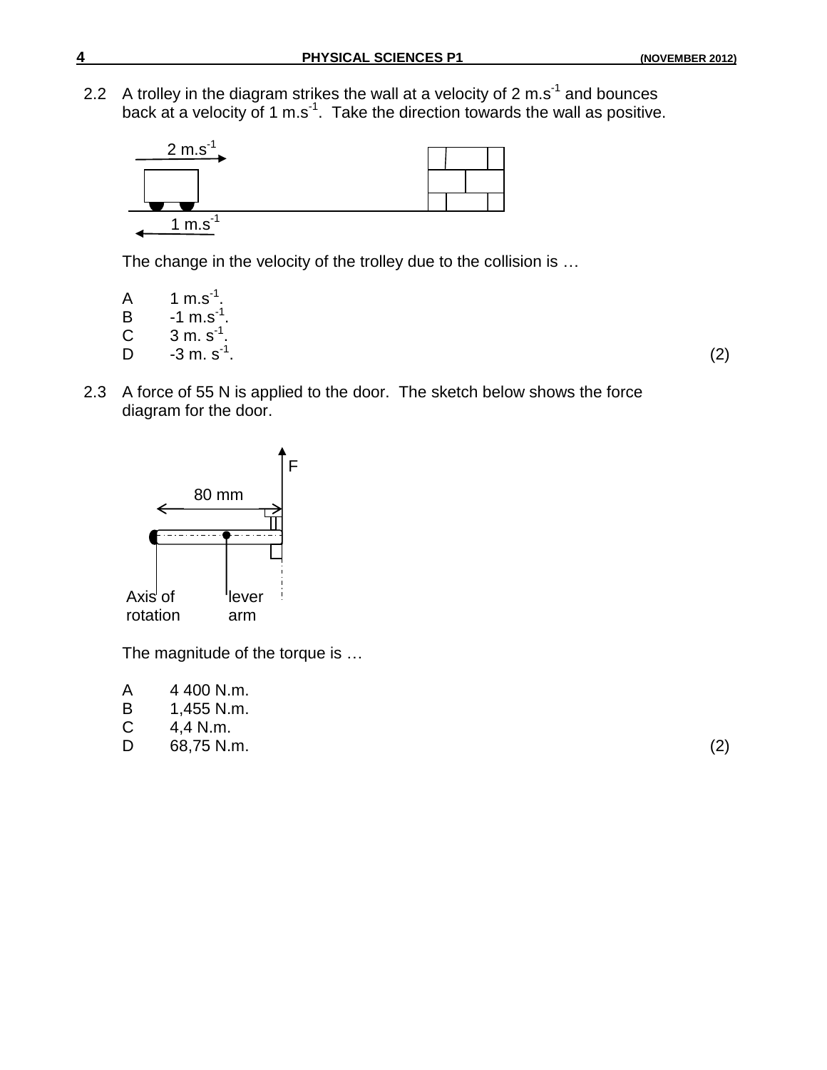2.2 A trolley in the diagram strikes the wall at a velocity of 2 m.s$^{-1}$ and bounces back at a velocity of 1 m.s$^{-1}$. Take the direction towards the wall as positive.

2 m.s$^{-1}$

1 m.s$^{-1}$

The change in the velocity of the trolley due to the collision is …

A 1 m.s$^{-1}$.
B -1 m.s$^{-1}$.
C 3 m. s$^{-1}$.
D -3 m. s$^{-1}$. (2)

2.3 A force of 55 N is applied to the door. The sketch below shows the force diagram for the door.

F

80 mm

Axis of rotation

lever arm

The magnitude of the torque is …

A 4 400 N.m.
B 1,455 N.m.
C 4,4 N.m.
D 68,75 N.m. (2)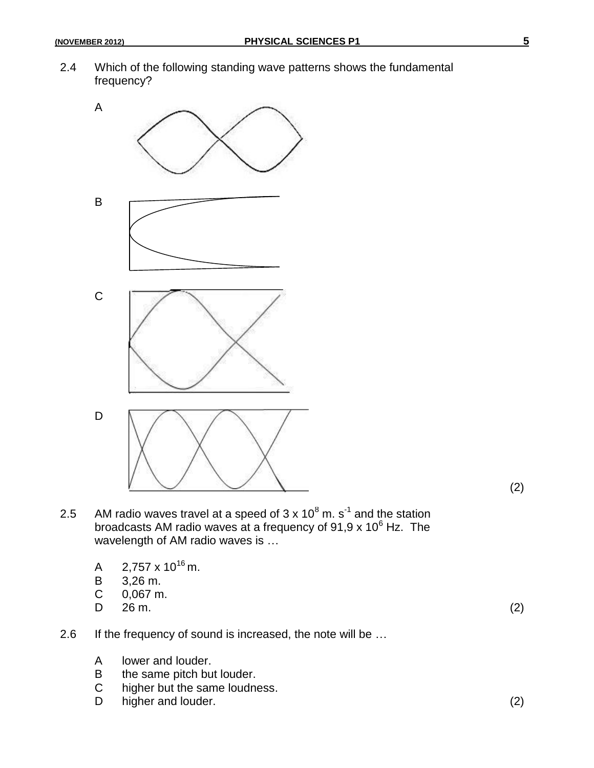2.4 Which of the following standing wave patterns shows the fundamental frequency?

A

B

C

D

(2)

2.5 AM radio waves travel at a speed of $3 \times 10^8$ m. $s^{-1}$ and the station broadcasts AM radio waves at a frequency of $91,9 \times 10^6$ Hz. The wavelength of AM radio waves is …

- A $2,757 \times 10^{16}$ m.
- B 3,26 m.
- C 0,067 m.
- D 26 m.

(2)

2.6 If the frequency of sound is increased, the note will be …

- A lower and louder.
- B the same pitch but louder.
- C higher but the same loudness.
- D higher and louder.

(2)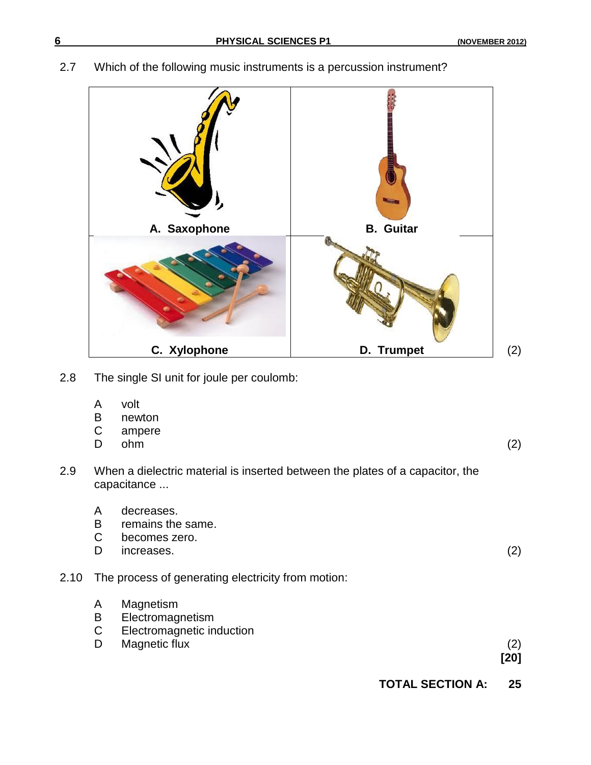2.7 Which of the following music instruments is a percussion instrument?

| A. Saxophone | B. Guitar |
| --- | --- |
| **C. Xylophone** | **D. Trumpet** |

(2)

2.8 The single SI unit for joule per coulomb:

A volt
B newton
C ampere
D ohm (2)

2.9 When a dielectric material is inserted between the plates of a capacitor, the capacitance ...

A decreases.
B remains the same.
C becomes zero.
D increases. (2)

2.10 The process of generating electricity from motion:

A Magnetism
B Electromagnetism
C Electromagnetic induction
D Magnetic flux (2)

**[20]**

**TOTAL SECTION A: 25**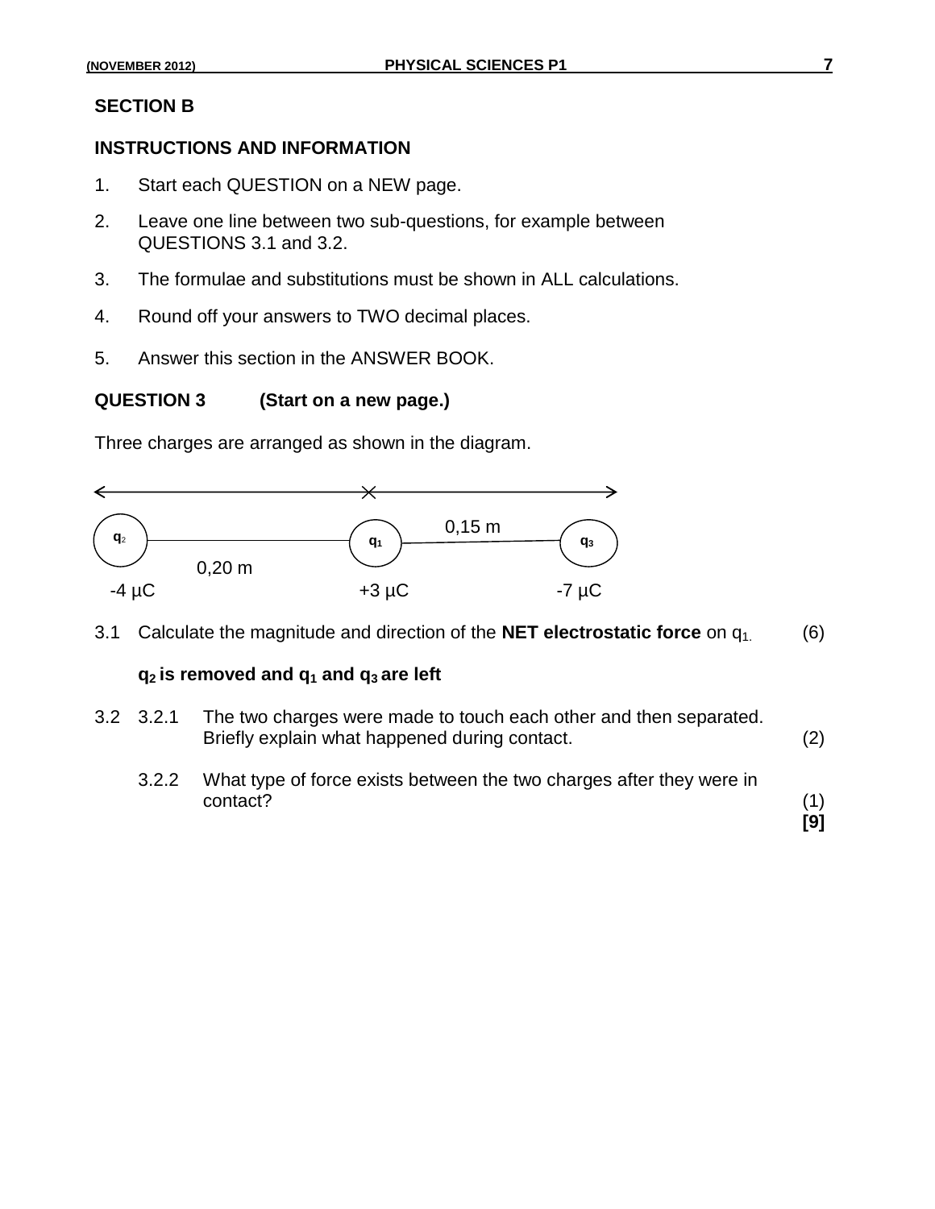## SECTION B

### INSTRUCTIONS AND INFORMATION

1. Start each QUESTION on a NEW page.
2. Leave one line between two sub-questions, for example between QUESTIONS 3.1 and 3.2.
3. The formulae and substitutions must be shown in ALL calculations.
4. Round off your answers to TWO decimal places.
5. Answer this section in the ANSWER BOOK.

### QUESTION 3 (Start on a new page.)

Three charges are arranged as shown in the diagram.

$q_2$ — 0,20 m — $q_1$ — 0,15 m — $q_3$

-4 µC    +3 µC    -7 µC

3.1 Calculate the magnitude and direction of the **NET electrostatic force** on $q_1$. (6)

**$q_2$ is removed and $q_1$ and $q_3$ are left**

3.2 3.2.1 The two charges were made to touch each other and then separated. Briefly explain what happened during contact. (2)

3.2.2 What type of force exists between the two charges after they were in contact? (1)

**[9]**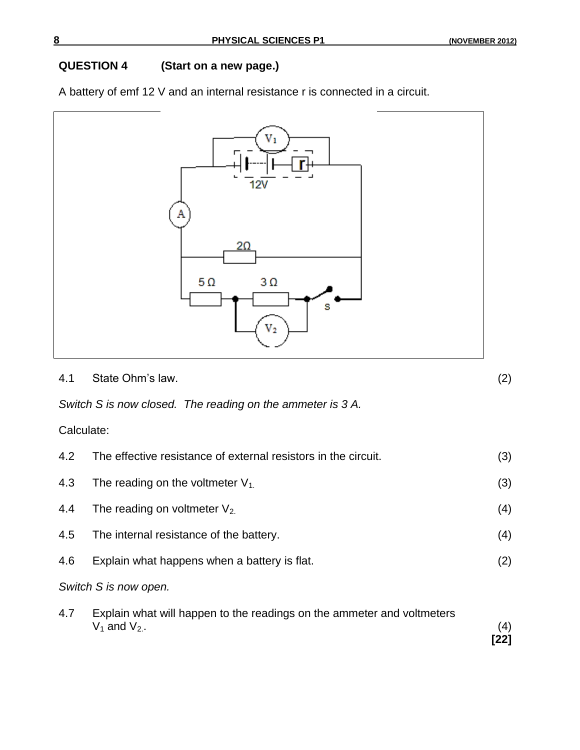## QUESTION 4 (Start on a new page.)

A battery of emf 12 V and an internal resistance r is connected in a circuit.

4.1 State Ohm's law. (2)

*Switch S is now closed. The reading on the ammeter is 3 A.*

Calculate:

4.2 The effective resistance of external resistors in the circuit. (3)

4.3 The reading on the voltmeter $V_1$. (3)

4.4 The reading on voltmeter $V_2$. (4)

4.5 The internal resistance of the battery. (4)

4.6 Explain what happens when a battery is flat. (2)

*Switch S is now open.*

4.7 Explain what will happen to the readings on the ammeter and voltmeters $V_1$ and $V_2$. (4)

**[22]**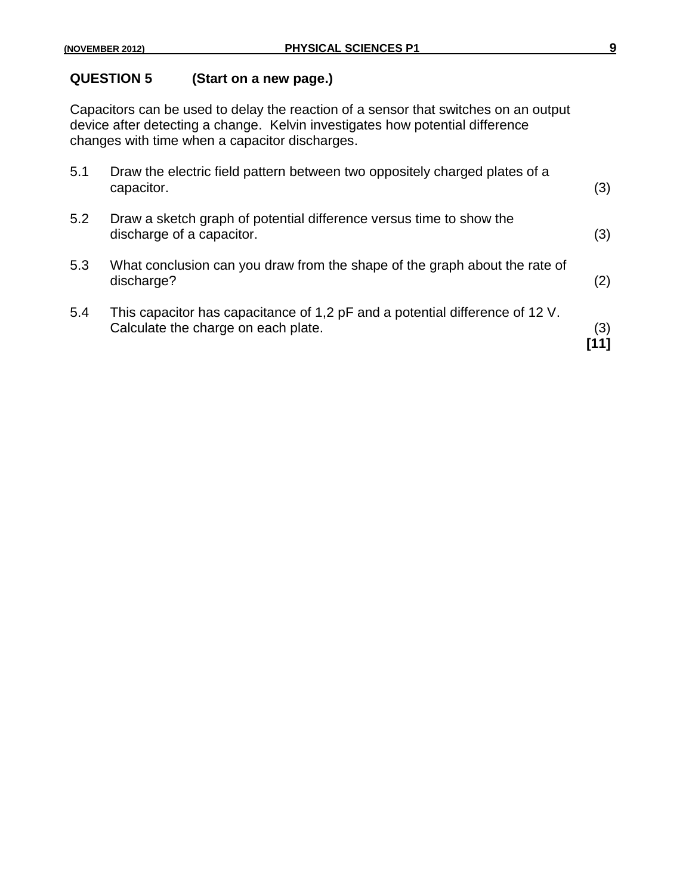## QUESTION 5 (Start on a new page.)

Capacitors can be used to delay the reaction of a sensor that switches on an output device after detecting a change. Kelvin investigates how potential difference changes with time when a capacitor discharges.

5.1 Draw the electric field pattern between two oppositely charged plates of a capacitor. (3)

5.2 Draw a sketch graph of potential difference versus time to show the discharge of a capacitor. (3)

5.3 What conclusion can you draw from the shape of the graph about the rate of discharge? (2)

5.4 This capacitor has capacitance of 1,2 pF and a potential difference of 12 V. Calculate the charge on each plate. (3)

**[11]**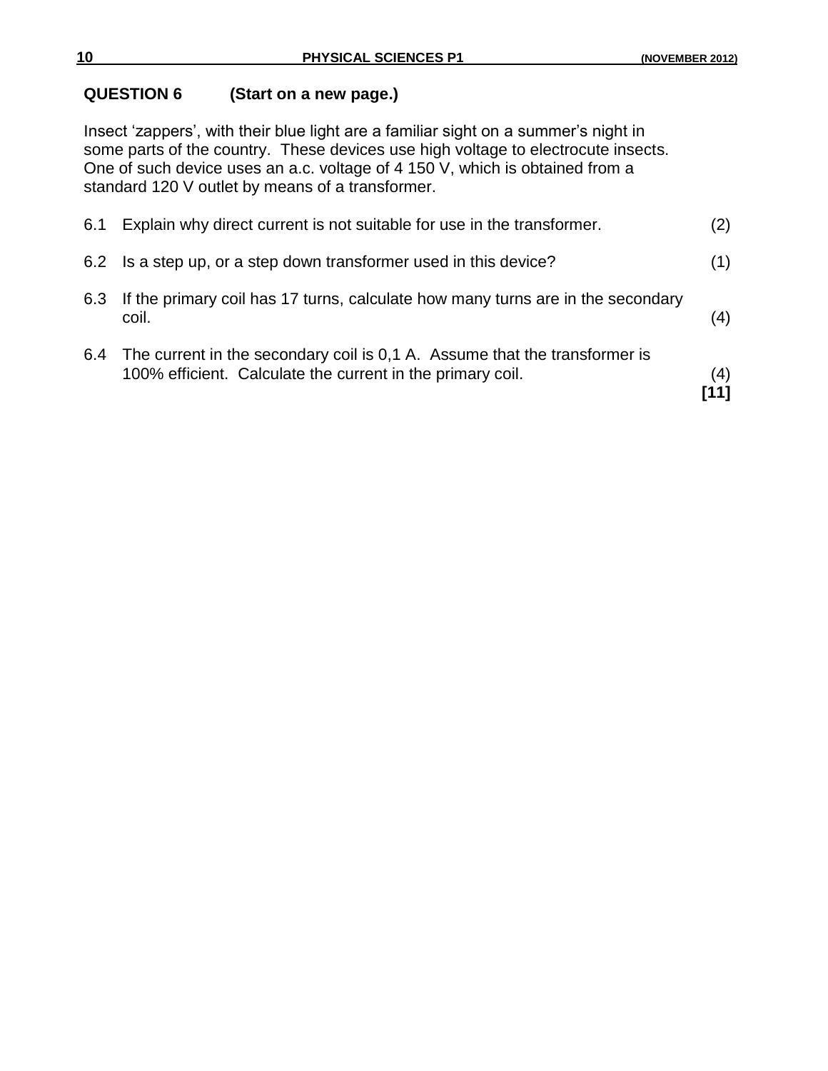## QUESTION 6 (Start on a new page.)

Insect 'zappers', with their blue light are a familiar sight on a summer's night in some parts of the country. These devices use high voltage to electrocute insects. One of such device uses an a.c. voltage of 4 150 V, which is obtained from a standard 120 V outlet by means of a transformer.

6.1 Explain why direct current is not suitable for use in the transformer. (2)

6.2 Is a step up, or a step down transformer used in this device? (1)

6.3 If the primary coil has 17 turns, calculate how many turns are in the secondary coil. (4)

6.4 The current in the secondary coil is 0,1 A. Assume that the transformer is 100% efficient. Calculate the current in the primary coil. (4)

**[11]**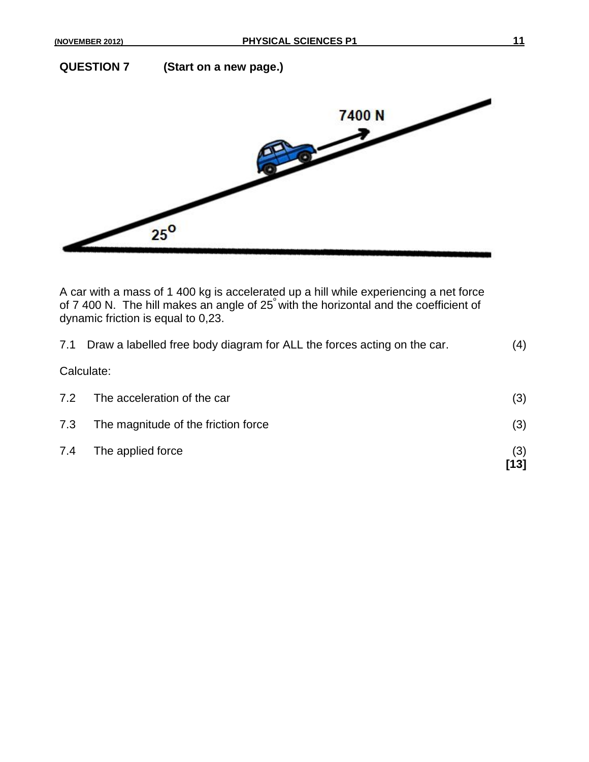## QUESTION 7 (Start on a new page.)

A car with a mass of 1 400 kg is accelerated up a hill while experiencing a net force of 7 400 N. The hill makes an angle of 25° with the horizontal and the coefficient of dynamic friction is equal to 0,23.

7.1 Draw a labelled free body diagram for ALL the forces acting on the car. (4)

Calculate:

7.2 The acceleration of the car (3)

7.3 The magnitude of the friction force (3)

7.4 The applied force (3)

**[13]**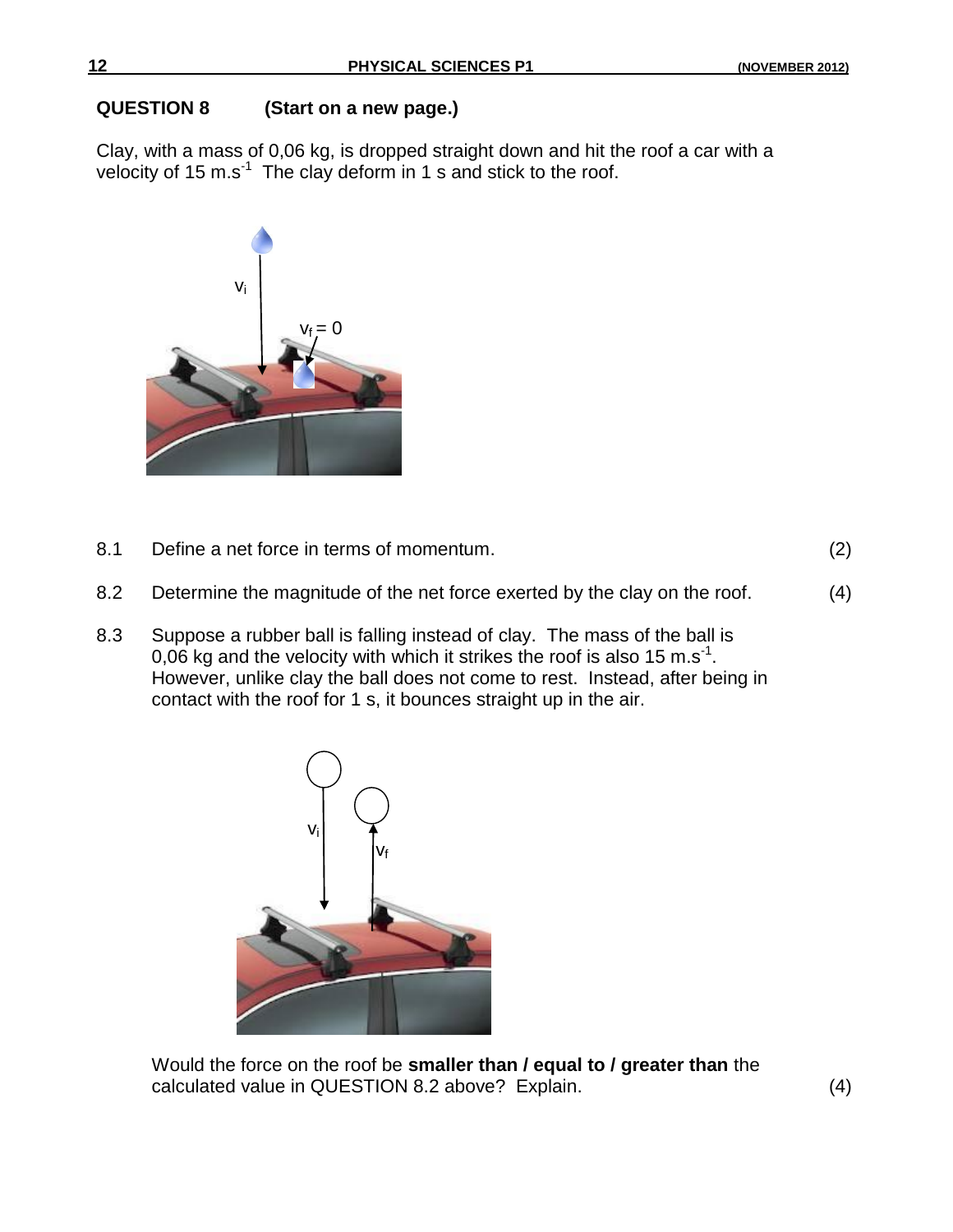## QUESTION 8 (Start on a new page.)

Clay, with a mass of 0,06 kg, is dropped straight down and hit the roof a car with a velocity of 15 $m.s^{-1}$ The clay deform in 1 s and stick to the roof.

8.1 Define a net force in terms of momentum. (2)

8.2 Determine the magnitude of the net force exerted by the clay on the roof. (4)

8.3 Suppose a rubber ball is falling instead of clay. The mass of the ball is 0,06 kg and the velocity with which it strikes the roof is also 15 $m.s^{-1}$. However, unlike clay the ball does not come to rest. Instead, after being in contact with the roof for 1 s, it bounces straight up in the air.

Would the force on the roof be **smaller than / equal to / greater than** the calculated value in QUESTION 8.2 above? Explain. (4)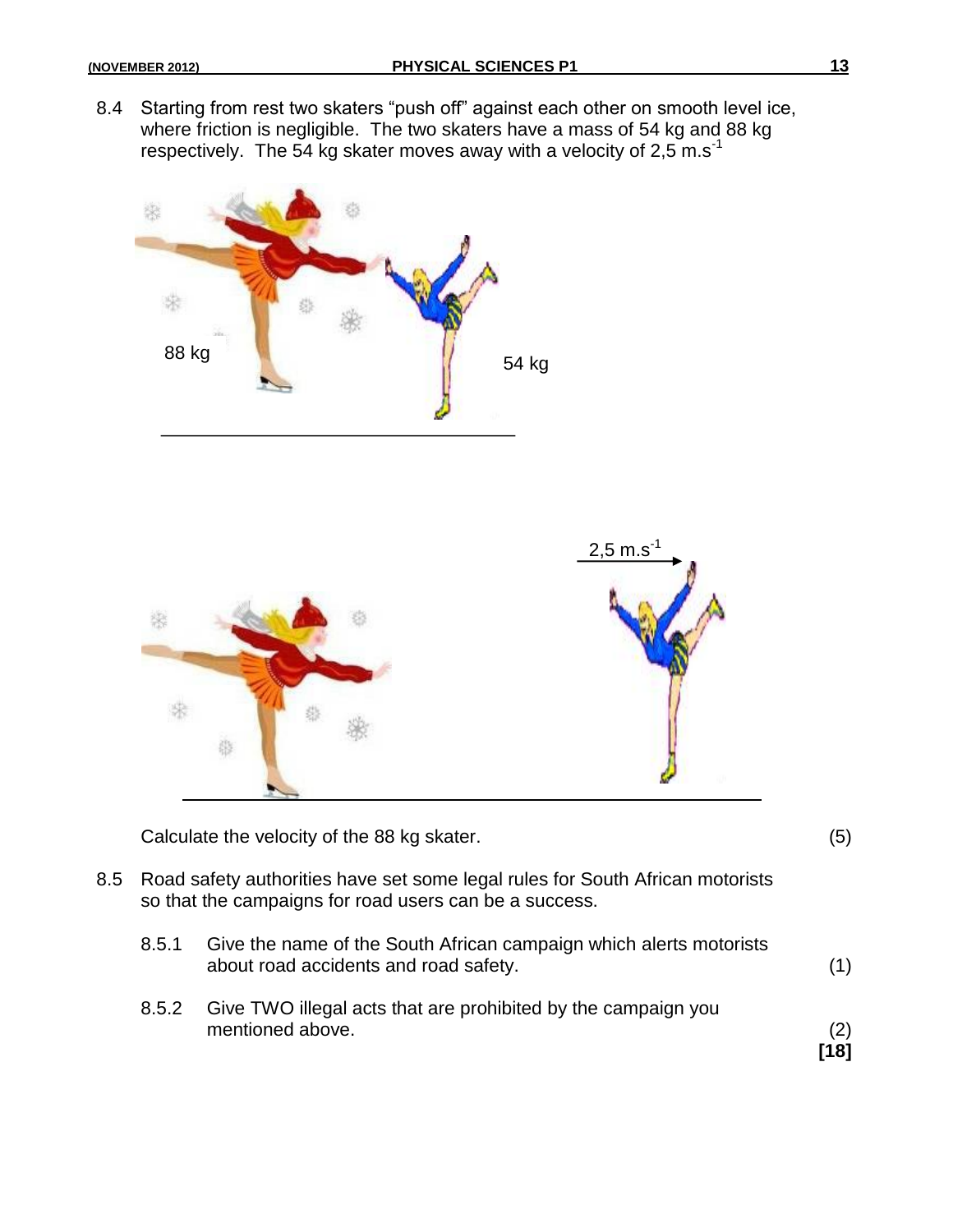8.4 Starting from rest two skaters "push off" against each other on smooth level ice, where friction is negligible. The two skaters have a mass of 54 kg and 88 kg respectively. The 54 kg skater moves away with a velocity of 2,5 $m.s^{-1}$

88 kg

54 kg

2,5 $m.s^{-1}$

Calculate the velocity of the 88 kg skater. (5)

8.5 Road safety authorities have set some legal rules for South African motorists so that the campaigns for road users can be a success.

8.5.1 Give the name of the South African campaign which alerts motorists about road accidents and road safety. (1)

8.5.2 Give TWO illegal acts that are prohibited by the campaign you mentioned above. (2)

**[18]**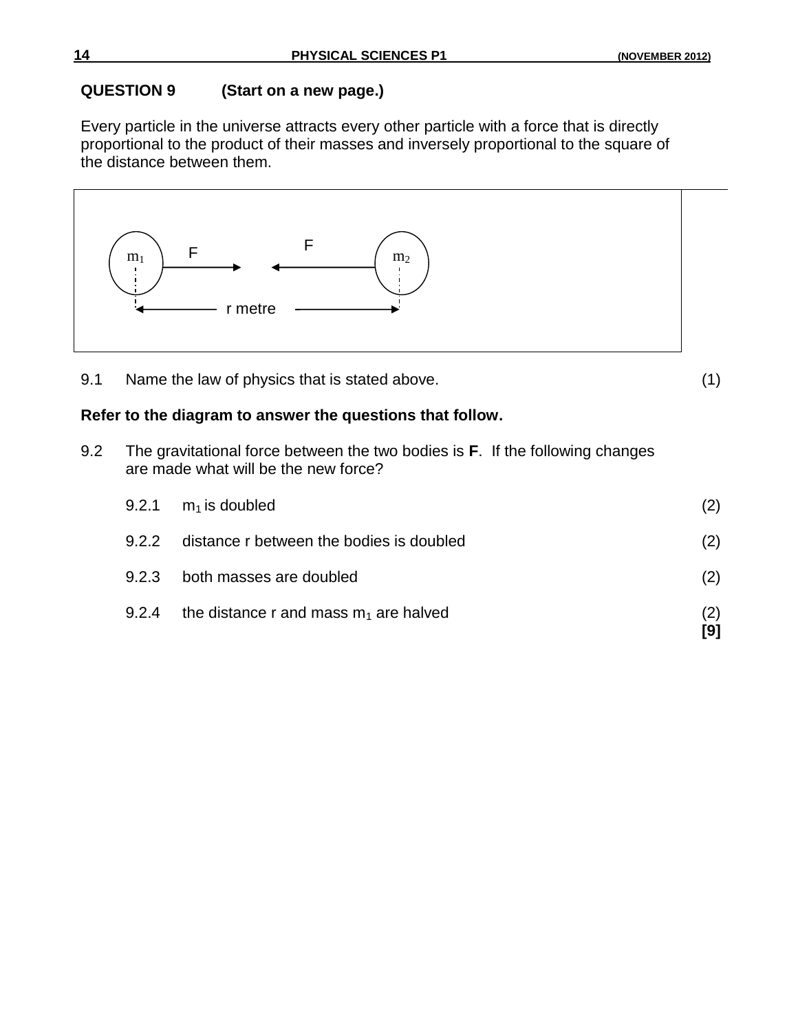## QUESTION 9 (Start on a new page.)

Every particle in the universe attracts every other particle with a force that is directly proportional to the product of their masses and inversely proportional to the square of the distance between them.

9.1 Name the law of physics that is stated above. (1)

**Refer to the diagram to answer the questions that follow.**

9.2 The gravitational force between the two bodies is **F**. If the following changes are made what will be the new force?

9.2.1 $m_1$ is doubled (2)

9.2.2 distance r between the bodies is doubled (2)

9.2.3 both masses are doubled (2)

9.2.4 the distance r and mass $m_1$ are halved (2)

**[9]**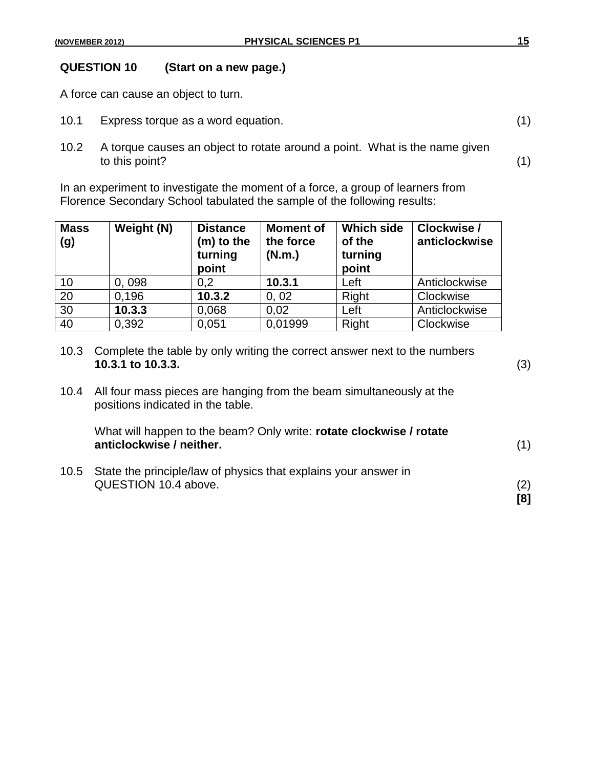## QUESTION 10 (Start on a new page.)

A force can cause an object to turn.

10.1 Express torque as a word equation. (1)

10.2 A torque causes an object to rotate around a point. What is the name given to this point? (1)

In an experiment to investigate the moment of a force, a group of learners from Florence Secondary School tabulated the sample of the following results:

| Mass (g) | Weight (N) | Distance (m) to the turning point | Moment of the force (N.m.) | Which side of the turning point | Clockwise / anticlockwise |
|---|---|---|---|---|---|
| 10 | 0, 098 | 0,2 | **10.3.1** | Left | Anticlockwise |
| 20 | 0,196 | **10.3.2** | 0, 02 | Right | Clockwise |
| 30 | **10.3.3** | 0,068 | 0,02 | Left | Anticlockwise |
| 40 | 0,392 | 0,051 | 0,01999 | Right | Clockwise |

10.3 Complete the table by only writing the correct answer next to the numbers **10.3.1 to 10.3.3.** (3)

10.4 All four mass pieces are hanging from the beam simultaneously at the positions indicated in the table.

What will happen to the beam? Only write: **rotate clockwise / rotate anticlockwise / neither.** (1)

10.5 State the principle/law of physics that explains your answer in QUESTION 10.4 above. (2)

**[8]**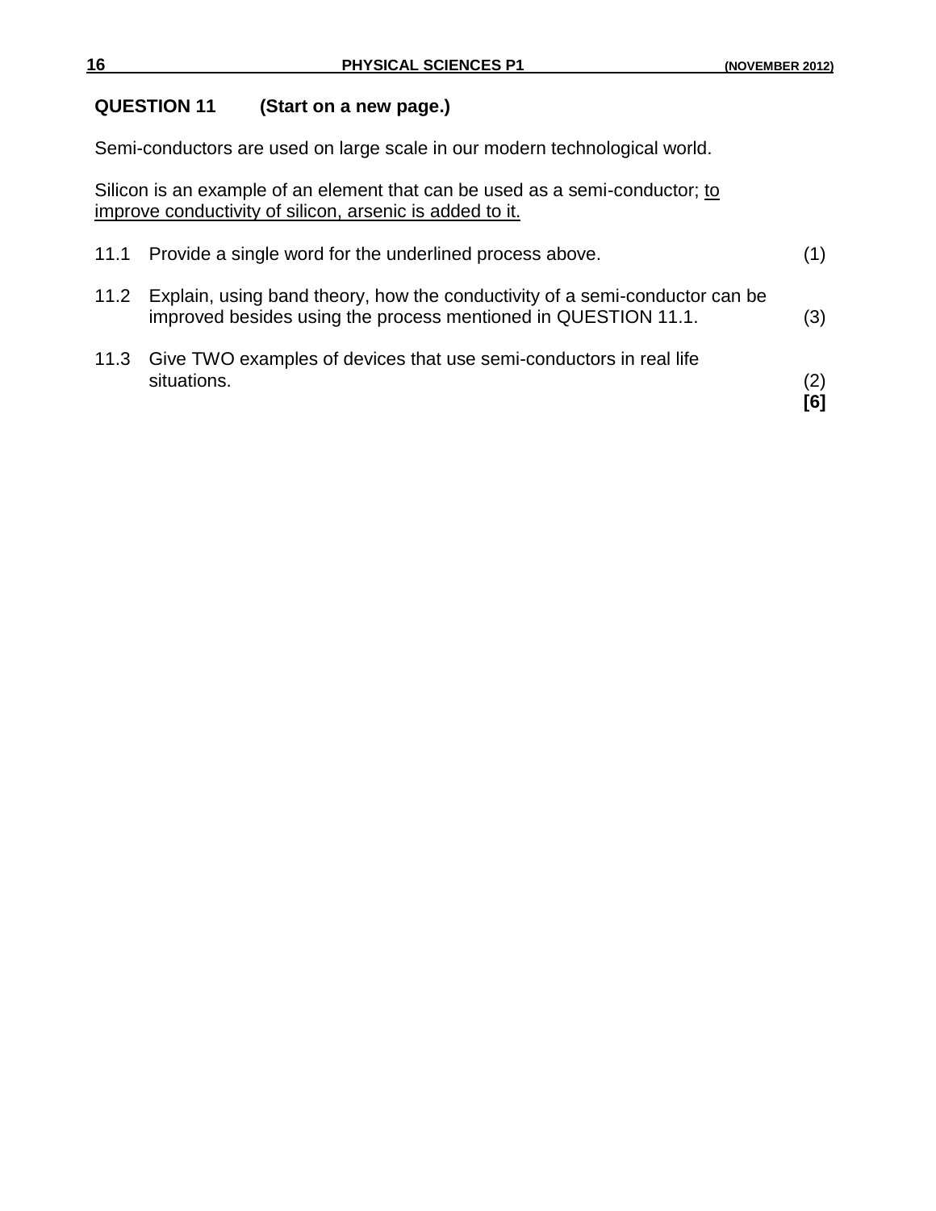## QUESTION 11 (Start on a new page.)

Semi-conductors are used on large scale in our modern technological world.

Silicon is an example of an element that can be used as a semi-conductor; <u>to improve conductivity of silicon, arsenic is added to it.</u>

11.1 Provide a single word for the underlined process above. (1)

11.2 Explain, using band theory, how the conductivity of a semi-conductor can be improved besides using the process mentioned in QUESTION 11.1. (3)

11.3 Give TWO examples of devices that use semi-conductors in real life situations. (2)

**[6]**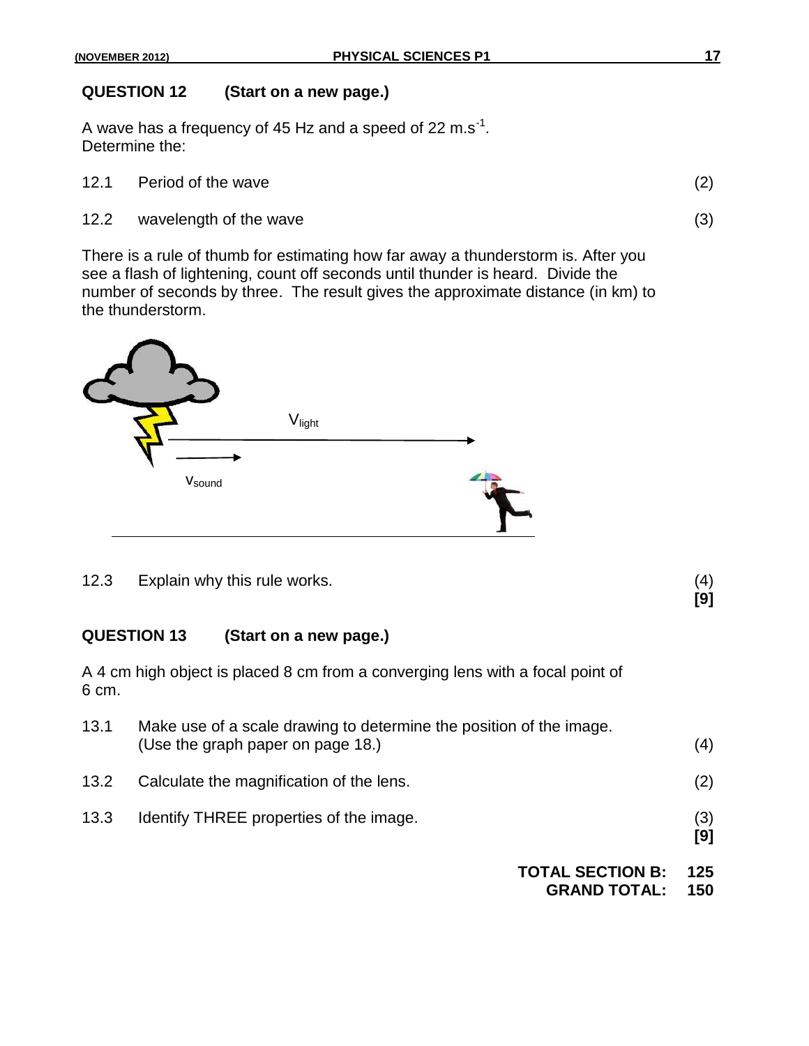## QUESTION 12 (Start on a new page.)

A wave has a frequency of 45 Hz and a speed of 22 $m.s^{-1}$.
Determine the:

12.1 Period of the wave (2)

12.2 wavelength of the wave (3)

There is a rule of thumb for estimating how far away a thunderstorm is. After you see a flash of lightening, count off seconds until thunder is heard. Divide the number of seconds by three. The result gives the approximate distance (in km) to the thunderstorm.

$V_{light}$

$v_{sound}$

12.3 Explain why this rule works. (4)
**[9]**

## QUESTION 13 (Start on a new page.)

A 4 cm high object is placed 8 cm from a converging lens with a focal point of 6 cm.

13.1 Make use of a scale drawing to determine the position of the image. (Use the graph paper on page 18.) (4)

13.2 Calculate the magnification of the lens. (2)

13.3 Identify THREE properties of the image. (3)
**[9]**

**TOTAL SECTION B: 125**
**GRAND TOTAL: 150**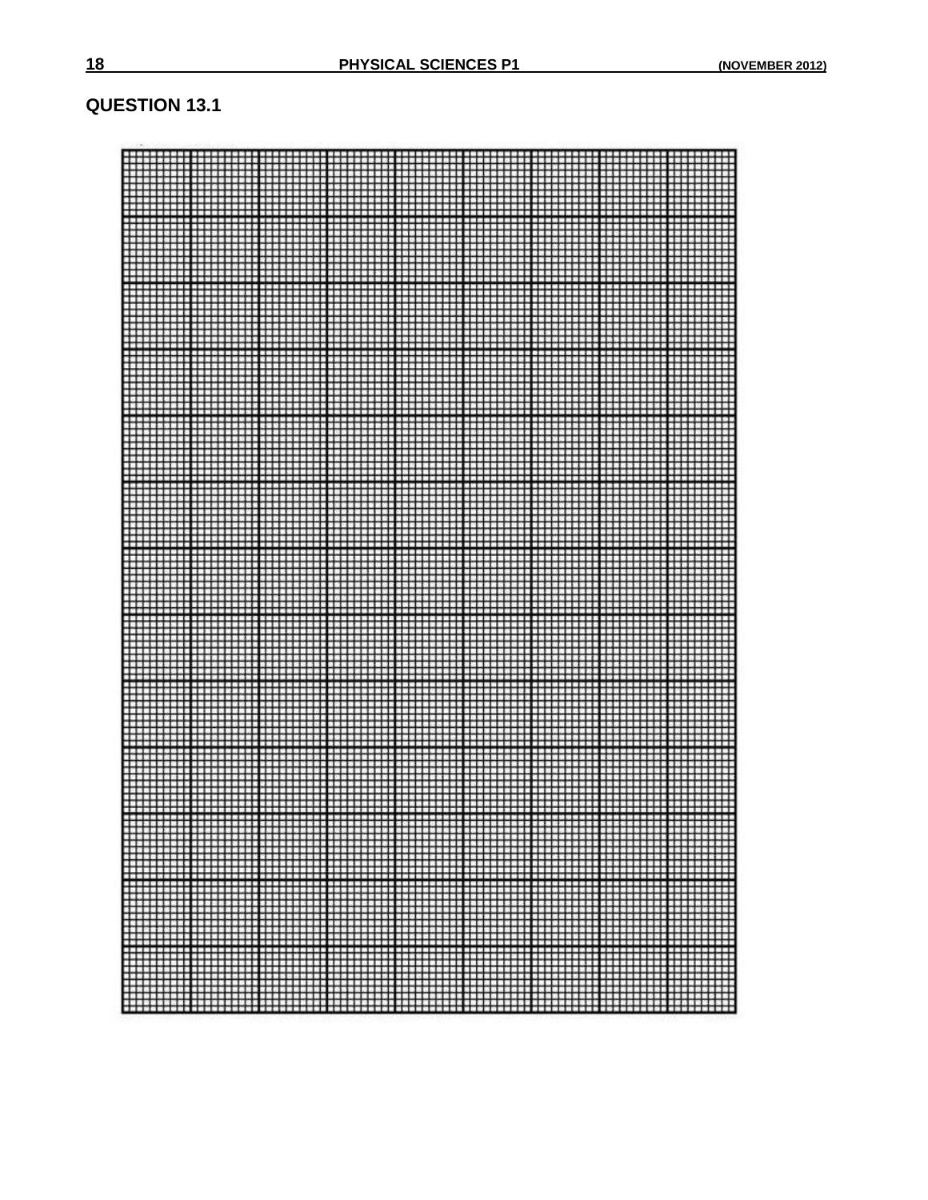**QUESTION 13.1**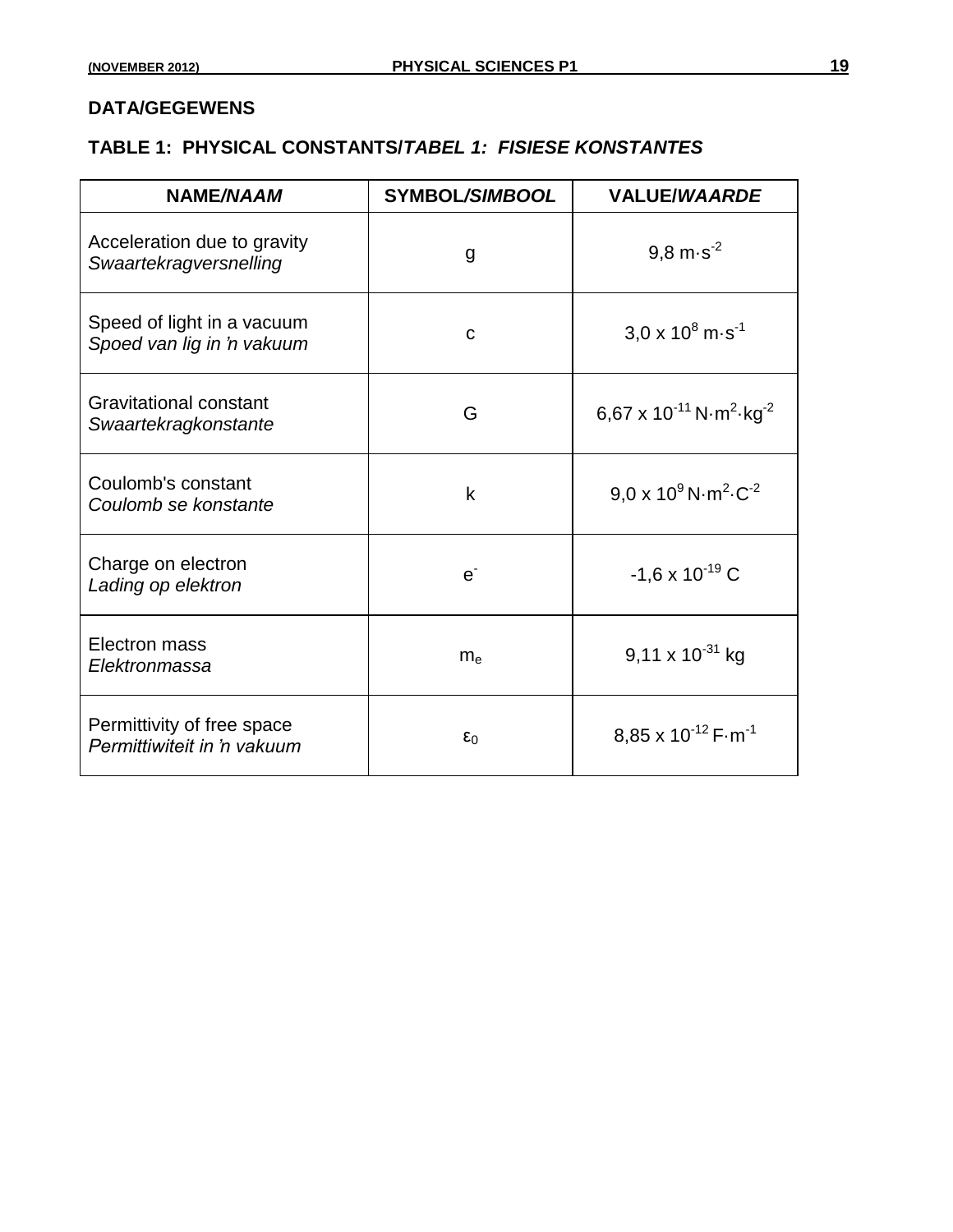## DATA/GEGEWENS

### TABLE 1: PHYSICAL CONSTANTS/*TABEL 1: FISIESE KONSTANTES*

| NAME/*NAAM* | SYMBOL/*SIMBOOL* | VALUE/*WAARDE* |
|---|---|---|
| Acceleration due to gravity *Swaartekragversnelling* | g | $9,8 \text{ m}\cdot\text{s}^{-2}$ |
| Speed of light in a vacuum *Spoed van lig in 'n vakuum* | c | $3,0 \times 10^{8} \text{ m}\cdot\text{s}^{-1}$ |
| Gravitational constant *Swaartekragkonstante* | G | $6,67 \times 10^{-11} \text{ N}\cdot\text{m}^{2}\cdot\text{kg}^{-2}$ |
| Coulomb's constant *Coulomb se konstante* | k | $9,0 \times 10^{9} \text{ N}\cdot\text{m}^{2}\cdot\text{C}^{-2}$ |
| Charge on electron *Lading op elektron* | $e^{-}$ | $-1,6 \times 10^{-19} \text{ C}$ |
| Electron mass *Elektronmassa* | $m_e$ | $9,11 \times 10^{-31} \text{ kg}$ |
| Permittivity of free space *Permittiwiteit in 'n vakuum* | $\varepsilon_0$ | $8,85 \times 10^{-12} \text{ F}\cdot\text{m}^{-1}$ |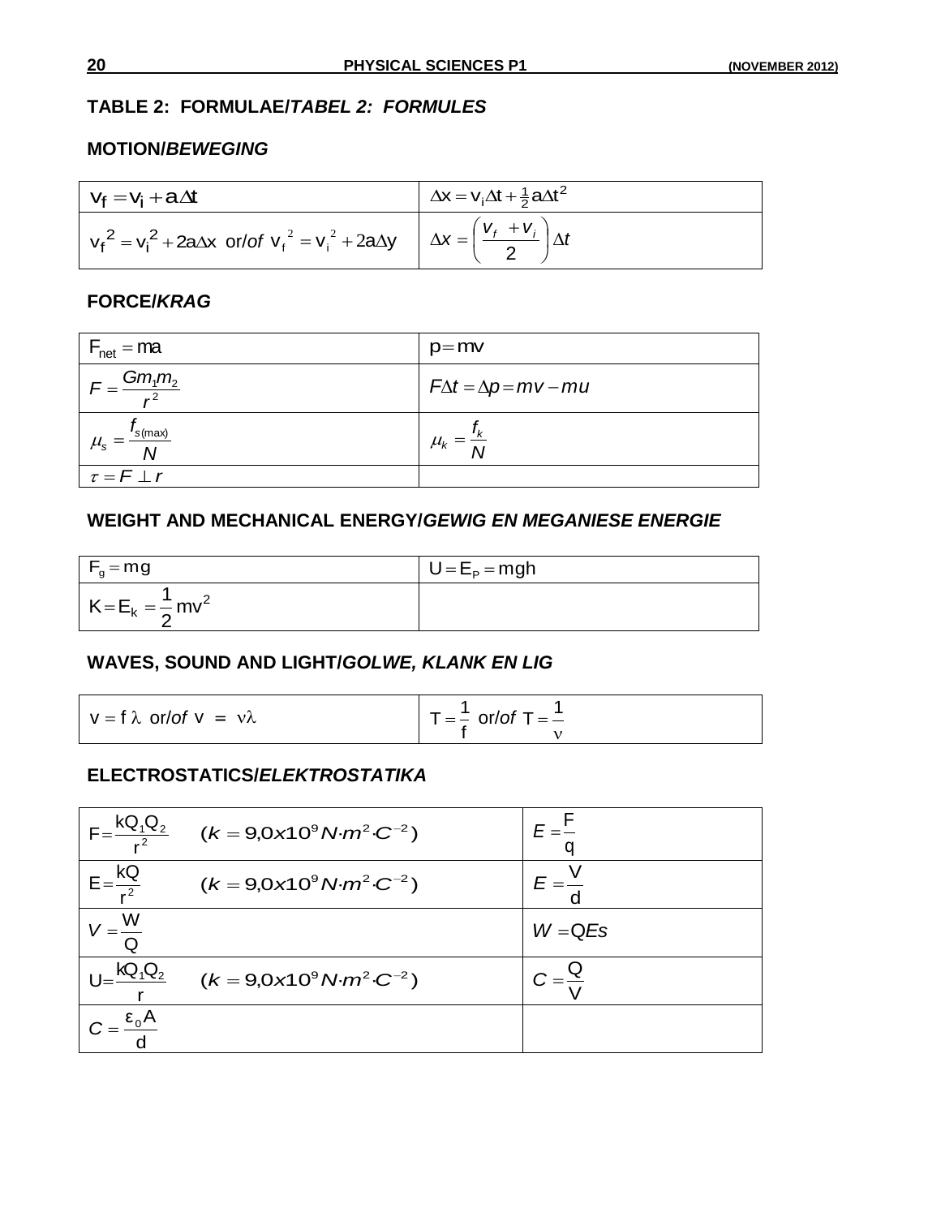## TABLE 2: FORMULAE/*TABEL 2: FORMULES*

### MOTION/*BEWEGING*

| | |
|---|---|
| $v_f = v_i + a\Delta t$ | $\Delta x = v_i\Delta t + \frac{1}{2}a\Delta t^2$ |
| $v_f^2 = v_i^2 + 2a\Delta x$ or/*of* $v_f^2 = v_i^2 + 2a\Delta y$ | $\Delta x = \left(\frac{v_f + v_i}{2}\right)\Delta t$ |

### FORCE/*KRAG*

| | |
|---|---|
| $F_{net} = ma$ | $p = mv$ |
| $F = \frac{Gm_1m_2}{r^2}$ | $F\Delta t = \Delta p = mv - mu$ |
| $\mu_s = \frac{f_{s(max)}}{N}$ | $\mu_k = \frac{f_k}{N}$ |
| $\tau = F \perp r$ | |

### WEIGHT AND MECHANICAL ENERGY/*GEWIG EN MEGANIESE ENERGIE*

| | |
|---|---|
| $F_g = mg$ | $U = E_P = mgh$ |
| $K = E_k = \frac{1}{2}mv^2$ | |

### WAVES, SOUND AND LIGHT/*GOLWE, KLANK EN LIG*

| | |
|---|---|
| $v = f\lambda$ or/*of* $v = \nu\lambda$ | $T = \frac{1}{f}$ or/*of* $T = \frac{1}{\nu}$ |

### ELECTROSTATICS/*ELEKTROSTATIKA*

| | |
|---|---|
| $F = \frac{kQ_1Q_2}{r^2}$ $\quad (k = 9{,}0 \times 10^9 N{\cdot}m^2{\cdot}C^{-2})$ | $E = \frac{F}{q}$ |
| $E = \frac{kQ}{r^2}$ $\quad (k = 9{,}0 \times 10^9 N{\cdot}m^2{\cdot}C^{-2})$ | $E = \frac{V}{d}$ |
| $V = \frac{W}{Q}$ | $W = QEs$ |
| $U = \frac{kQ_1Q_2}{r}$ $\quad (k = 9{,}0 \times 10^9 N{\cdot}m^2{\cdot}C^{-2})$ | $C = \frac{Q}{V}$ |
| $C = \frac{\varepsilon_0 A}{d}$ | |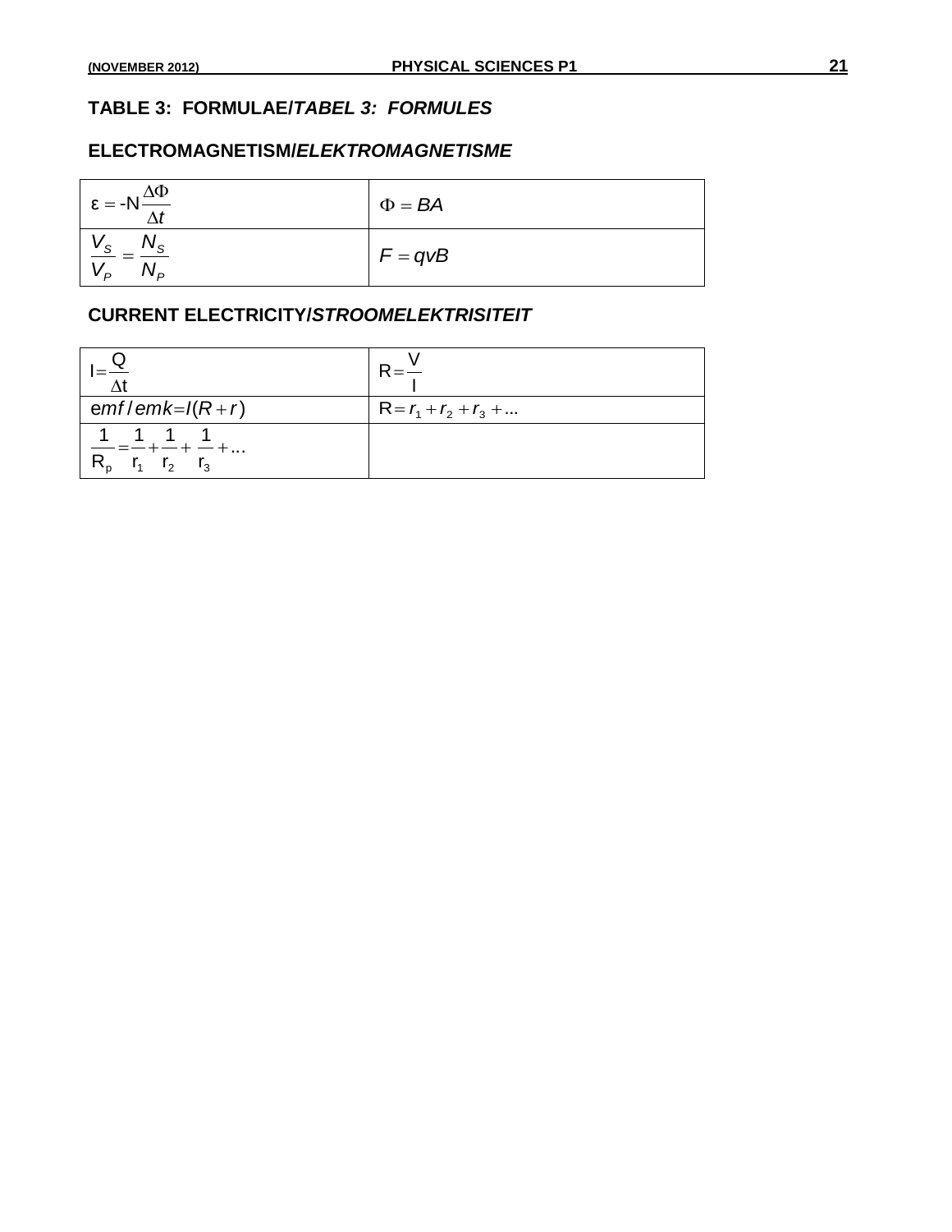## TABLE 3: FORMULAE/*TABEL 3: FORMULES*

### ELECTROMAGNETISM/*ELEKTROMAGNETISME*

| | |
|---|---|
| $\varepsilon = -N\dfrac{\Delta\Phi}{\Delta t}$ | $\Phi = BA$ |
| $\dfrac{V_S}{V_P} = \dfrac{N_S}{N_P}$ | $F = qvB$ |

### CURRENT ELECTRICITY/*STROOMELEKTRISITEIT*

| | |
|---|---|
| $I = \dfrac{Q}{\Delta t}$ | $R = \dfrac{V}{I}$ |
| $emf / emk = I(R + r)$ | $R = r_1 + r_2 + r_3 + ...$ |
| $\dfrac{1}{R_p} = \dfrac{1}{r_1} + \dfrac{1}{r_2} + \dfrac{1}{r_3} + ...$ | |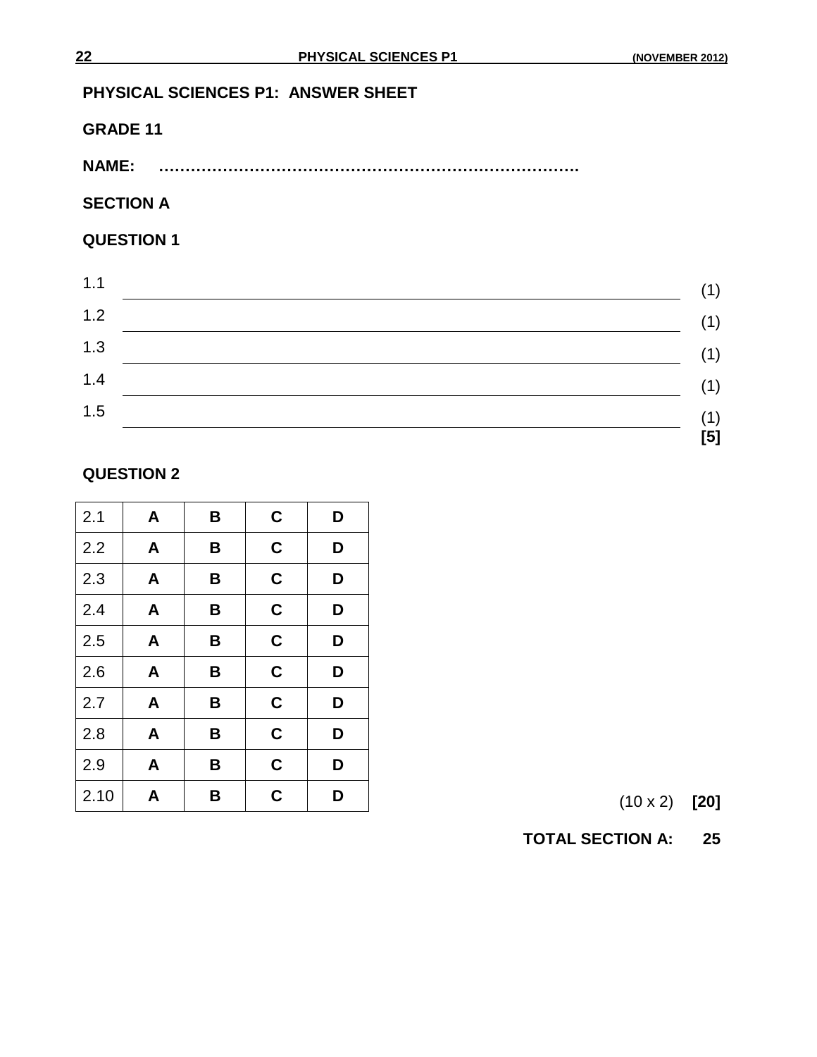**PHYSICAL SCIENCES P1: ANSWER SHEET**

**GRADE 11**

**NAME:** …………………………………………………………………….

## SECTION A

### QUESTION 1

1.1 ______________________________ (1)

1.2 ______________________________ (1)

1.3 ______________________________ (1)

1.4 ______________________________ (1)

1.5 ______________________________ (1)

**[5]**

### QUESTION 2

| | | | | |
|---|---|---|---|---|
| 2.1 | **A** | **B** | **C** | **D** |
| 2.2 | **A** | **B** | **C** | **D** |
| 2.3 | **A** | **B** | **C** | **D** |
| 2.4 | **A** | **B** | **C** | **D** |
| 2.5 | **A** | **B** | **C** | **D** |
| 2.6 | **A** | **B** | **C** | **D** |
| 2.7 | **A** | **B** | **C** | **D** |
| 2.8 | **A** | **B** | **C** | **D** |
| 2.9 | **A** | **B** | **C** | **D** |
| 2.10 | **A** | **B** | **C** | **D** |

(10 x 2) **[20]**

**TOTAL SECTION A: 25**